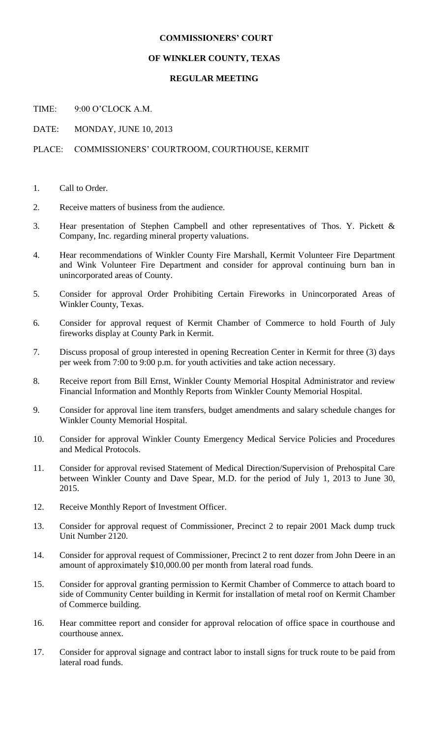# COMMISSIONERS' COURT

## OF WINKLER COUNTY, TEXAS

### REGULAR MEETING

TIME: 9:00 O'CLOCK A.M.

DATE: MONDAY, JUNE 10, 2013

PLACE: COMMISSIONERS' COURTROOM, COURTHOUSE, KERMIT

1. Call to Order.
2. Receive matters of business from the audience.
3. Hear presentation of Stephen Campbell and other representatives of Thos. Y. Pickett & Company, Inc. regarding mineral property valuations.
4. Hear recommendations of Winkler County Fire Marshall, Kermit Volunteer Fire Department and Wink Volunteer Fire Department and consider for approval continuing burn ban in unincorporated areas of County.
5. Consider for approval Order Prohibiting Certain Fireworks in Unincorporated Areas of Winkler County, Texas.
6. Consider for approval request of Kermit Chamber of Commerce to hold Fourth of July fireworks display at County Park in Kermit.
7. Discuss proposal of group interested in opening Recreation Center in Kermit for three (3) days per week from 7:00 to 9:00 p.m. for youth activities and take action necessary.
8. Receive report from Bill Ernst, Winkler County Memorial Hospital Administrator and review Financial Information and Monthly Reports from Winkler County Memorial Hospital.
9. Consider for approval line item transfers, budget amendments and salary schedule changes for Winkler County Memorial Hospital.
10. Consider for approval Winkler County Emergency Medical Service Policies and Procedures and Medical Protocols.
11. Consider for approval revised Statement of Medical Direction/Supervision of Prehospital Care between Winkler County and Dave Spear, M.D. for the period of July 1, 2013 to June 30, 2015.
12. Receive Monthly Report of Investment Officer.
13. Consider for approval request of Commissioner, Precinct 2 to repair 2001 Mack dump truck Unit Number 2120.
14. Consider for approval request of Commissioner, Precinct 2 to rent dozer from John Deere in an amount of approximately $10,000.00 per month from lateral road funds.
15. Consider for approval granting permission to Kermit Chamber of Commerce to attach board to side of Community Center building in Kermit for installation of metal roof on Kermit Chamber of Commerce building.
16. Hear committee report and consider for approval relocation of office space in courthouse and courthouse annex.
17. Consider for approval signage and contract labor to install signs for truck route to be paid from lateral road funds.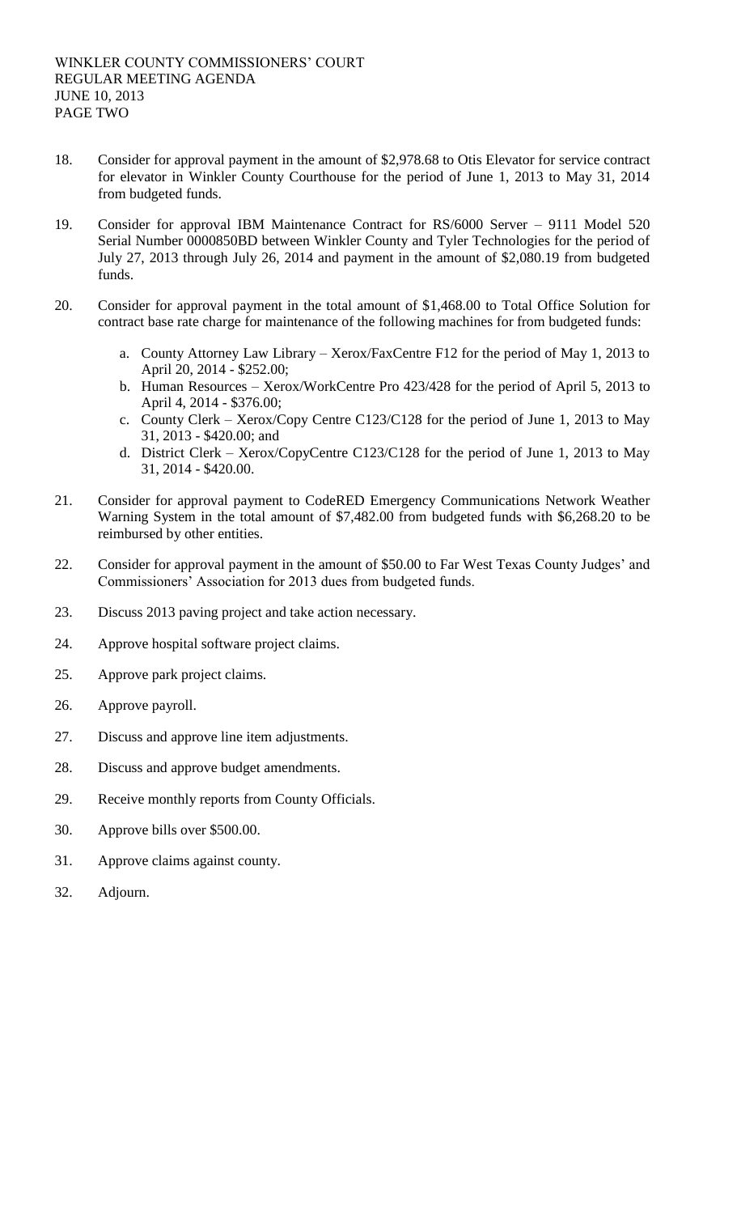WINKLER COUNTY COMMISSIONERS' COURT
REGULAR MEETING AGENDA
JUNE 10, 2013
PAGE TWO

18. Consider for approval payment in the amount of $2,978.68 to Otis Elevator for service contract for elevator in Winkler County Courthouse for the period of June 1, 2013 to May 31, 2014 from budgeted funds.

19. Consider for approval IBM Maintenance Contract for RS/6000 Server – 9111 Model 520 Serial Number 0000850BD between Winkler County and Tyler Technologies for the period of July 27, 2013 through July 26, 2014 and payment in the amount of $2,080.19 from budgeted funds.

20. Consider for approval payment in the total amount of $1,468.00 to Total Office Solution for contract base rate charge for maintenance of the following machines for from budgeted funds:

    a. County Attorney Law Library – Xerox/FaxCentre F12 for the period of May 1, 2013 to April 20, 2014 - $252.00;
    b. Human Resources – Xerox/WorkCentre Pro 423/428 for the period of April 5, 2013 to April 4, 2014 - $376.00;
    c. County Clerk – Xerox/Copy Centre C123/C128 for the period of June 1, 2013 to May 31, 2013 - $420.00; and
    d. District Clerk – Xerox/CopyCentre C123/C128 for the period of June 1, 2013 to May 31, 2014 - $420.00.

21. Consider for approval payment to CodeRED Emergency Communications Network Weather Warning System in the total amount of $7,482.00 from budgeted funds with $6,268.20 to be reimbursed by other entities.

22. Consider for approval payment in the amount of $50.00 to Far West Texas County Judges' and Commissioners' Association for 2013 dues from budgeted funds.

23. Discuss 2013 paving project and take action necessary.

24. Approve hospital software project claims.

25. Approve park project claims.

26. Approve payroll.

27. Discuss and approve line item adjustments.

28. Discuss and approve budget amendments.

29. Receive monthly reports from County Officials.

30. Approve bills over $500.00.

31. Approve claims against county.

32. Adjourn.